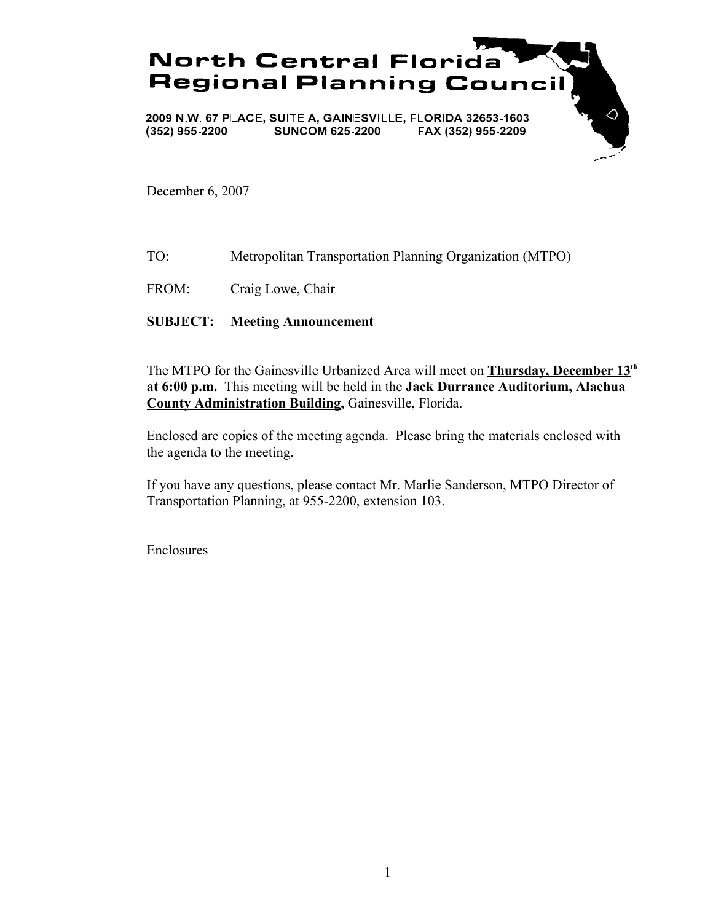# North Central Florida Regional Planning Council

2009 N.W. 67 PLACE, SUITE A, GAINESVILLE, FLORIDA 32653-1603
(352) 955-2200 SUNCOM 625-2200 FAX (352) 955-2209

December 6, 2007

TO: Metropolitan Transportation Planning Organization (MTPO)

FROM: Craig Lowe, Chair

**SUBJECT: Meeting Announcement**

The MTPO for the Gainesville Urbanized Area will meet on **Thursday, December 13th at 6:00 p.m.** This meeting will be held in the **Jack Durrance Auditorium, Alachua County Administration Building,** Gainesville, Florida.

Enclosed are copies of the meeting agenda. Please bring the materials enclosed with the agenda to the meeting.

If you have any questions, please contact Mr. Marlie Sanderson, MTPO Director of Transportation Planning, at 955-2200, extension 103.

Enclosures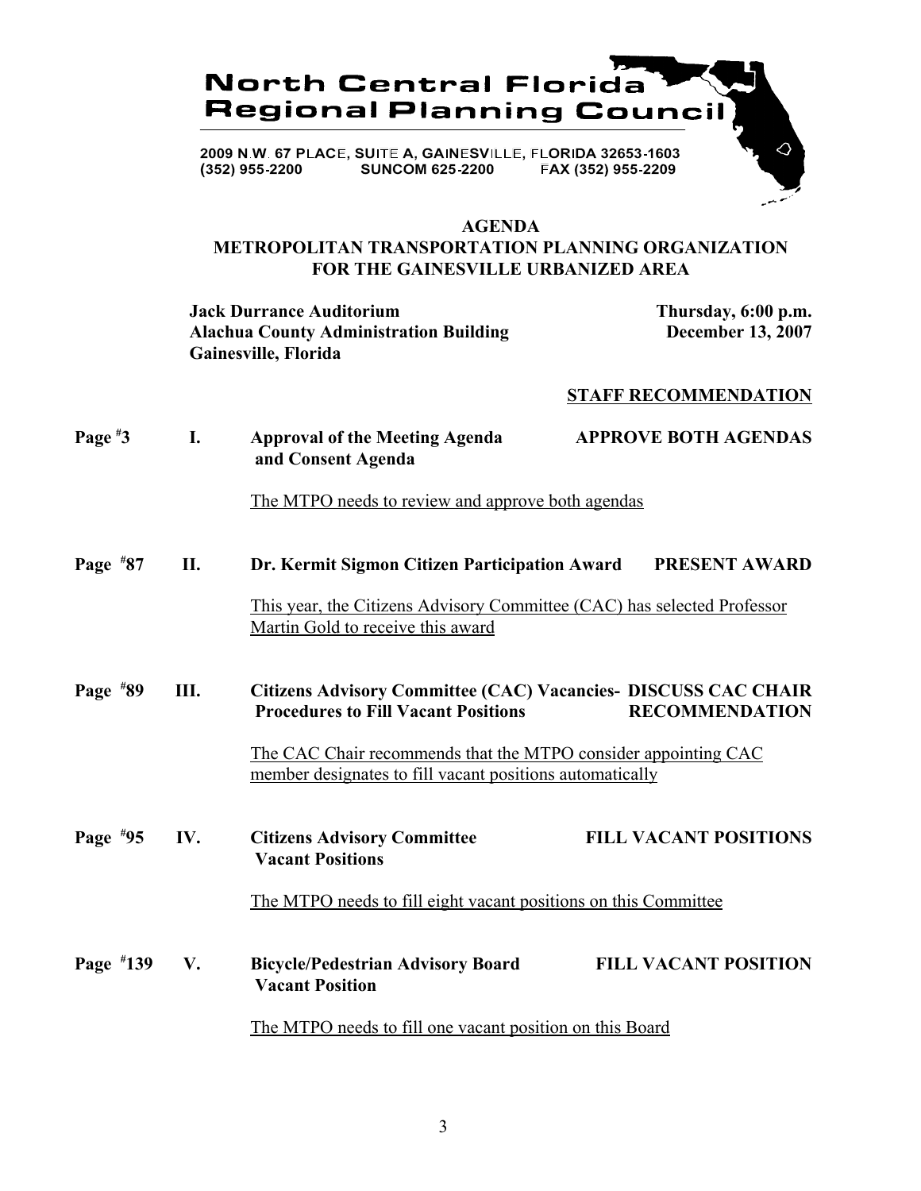# North Central Florida Regional Planning Council

2009 N.W. 67 PLACE, SUITE A, GAINESVILLE, FLORIDA 32653-1603
(352) 955-2200 SUNCOM 625-2200 FAX (352) 955-2209

## AGENDA
## METROPOLITAN TRANSPORTATION PLANNING ORGANIZATION FOR THE GAINESVILLE URBANIZED AREA

**Jack Durrance Auditorium**
**Alachua County Administration Building**
**Gainesville, Florida**

**Thursday, 6:00 p.m.**
**December 13, 2007**

**STAFF RECOMMENDATION**

**Page #3 — I. Approval of the Meeting Agenda and Consent Agenda** — **APPROVE BOTH AGENDAS**

The MTPO needs to review and approve both agendas

**Page #87 — II. Dr. Kermit Sigmon Citizen Participation Award** — **PRESENT AWARD**

This year, the Citizens Advisory Committee (CAC) has selected Professor Martin Gold to receive this award

**Page #89 — III. Citizens Advisory Committee (CAC) Vacancies- Procedures to Fill Vacant Positions** — **DISCUSS CAC CHAIR RECOMMENDATION**

The CAC Chair recommends that the MTPO consider appointing CAC member designates to fill vacant positions automatically

**Page #95 — IV. Citizens Advisory Committee Vacant Positions** — **FILL VACANT POSITIONS**

The MTPO needs to fill eight vacant positions on this Committee

**Page #139 — V. Bicycle/Pedestrian Advisory Board Vacant Position** — **FILL VACANT POSITION**

The MTPO needs to fill one vacant position on this Board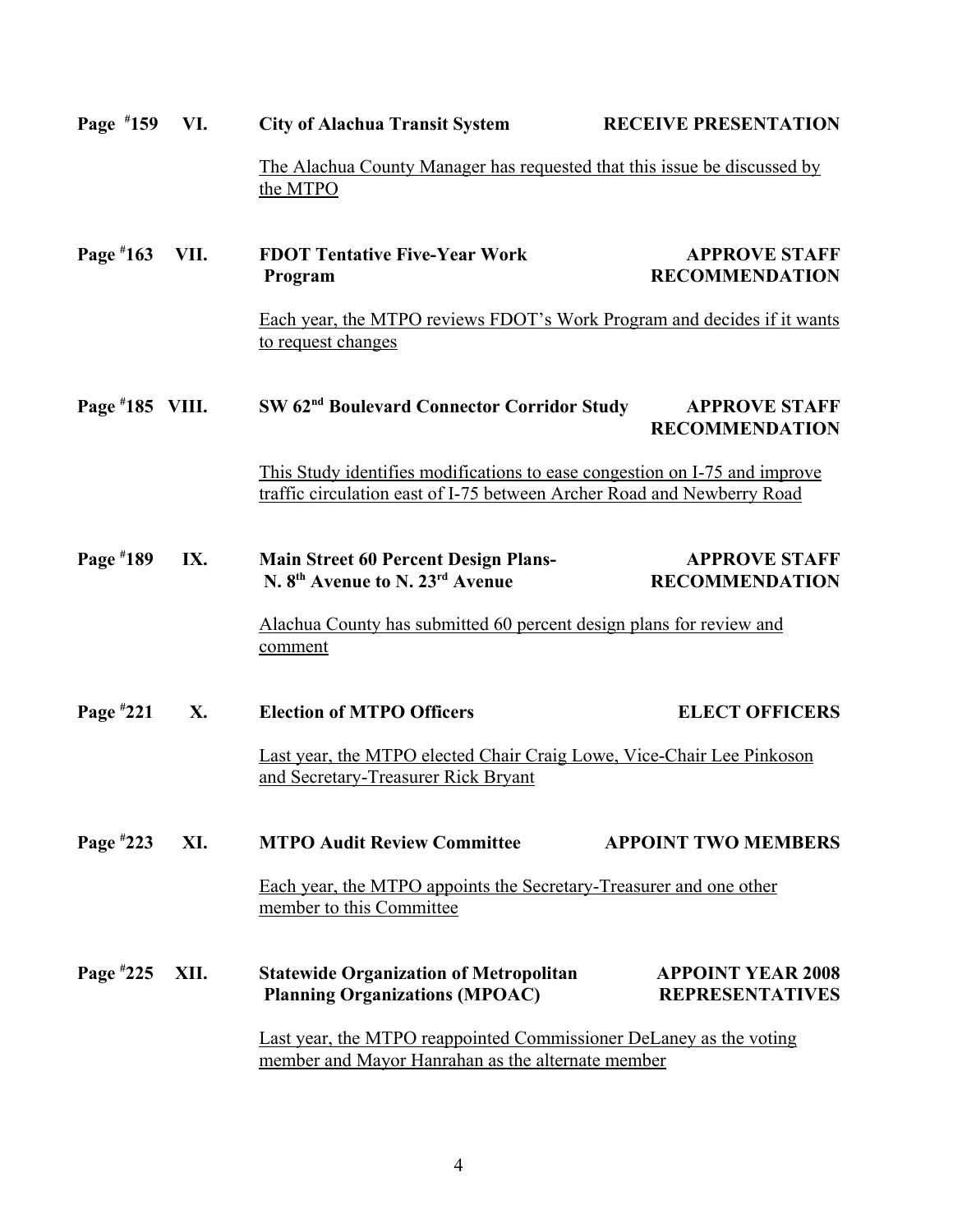**Page #159 VI. City of Alachua Transit System** **RECEIVE PRESENTATION**

The Alachua County Manager has requested that this issue be discussed by the MTPO

**Page #163 VII. FDOT Tentative Five-Year Work Program** **APPROVE STAFF RECOMMENDATION**

Each year, the MTPO reviews FDOT's Work Program and decides if it wants to request changes

**Page #185 VIII. SW 62nd Boulevard Connector Corridor Study** **APPROVE STAFF RECOMMENDATION**

This Study identifies modifications to ease congestion on I-75 and improve traffic circulation east of I-75 between Archer Road and Newberry Road

**Page #189 IX. Main Street 60 Percent Design Plans- N. 8th Avenue to N. 23rd Avenue** **APPROVE STAFF RECOMMENDATION**

Alachua County has submitted 60 percent design plans for review and comment

**Page #221 X. Election of MTPO Officers** **ELECT OFFICERS**

Last year, the MTPO elected Chair Craig Lowe, Vice-Chair Lee Pinkoson and Secretary-Treasurer Rick Bryant

**Page #223 XI. MTPO Audit Review Committee** **APPOINT TWO MEMBERS**

Each year, the MTPO appoints the Secretary-Treasurer and one other member to this Committee

**Page #225 XII. Statewide Organization of Metropolitan Planning Organizations (MPOAC)** **APPOINT YEAR 2008 REPRESENTATIVES**

Last year, the MTPO reappointed Commissioner DeLaney as the voting member and Mayor Hanrahan as the alternate member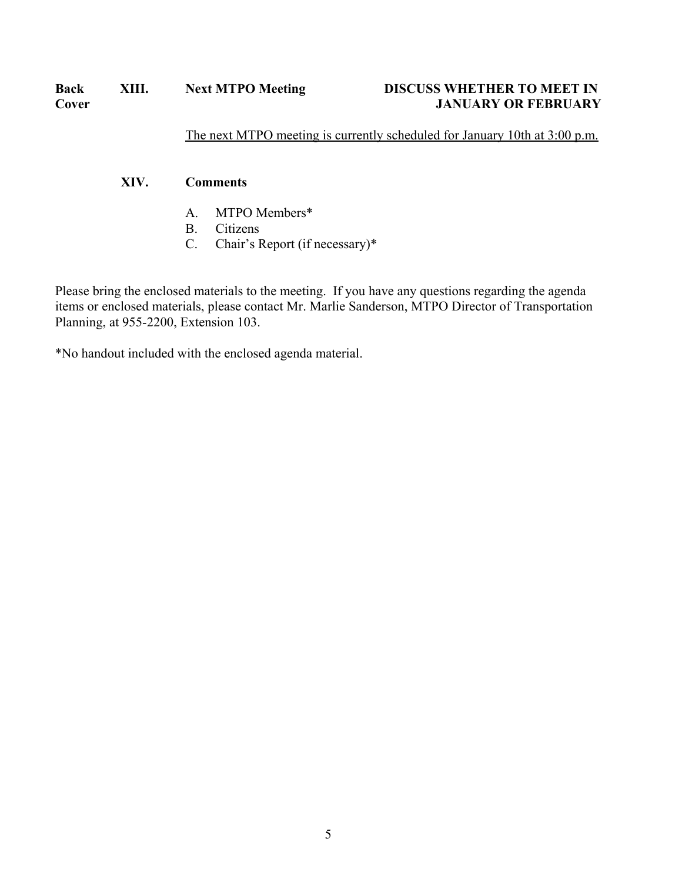**Back Cover** **XIII. Next MTPO Meeting** **DISCUSS WHETHER TO MEET IN JANUARY OR FEBRUARY**

The next MTPO meeting is currently scheduled for January 10th at 3:00 p.m.

**XIV. Comments**

A. MTPO Members*
B. Citizens
C. Chair's Report (if necessary)*

Please bring the enclosed materials to the meeting. If you have any questions regarding the agenda items or enclosed materials, please contact Mr. Marlie Sanderson, MTPO Director of Transportation Planning, at 955-2200, Extension 103.

*No handout included with the enclosed agenda material.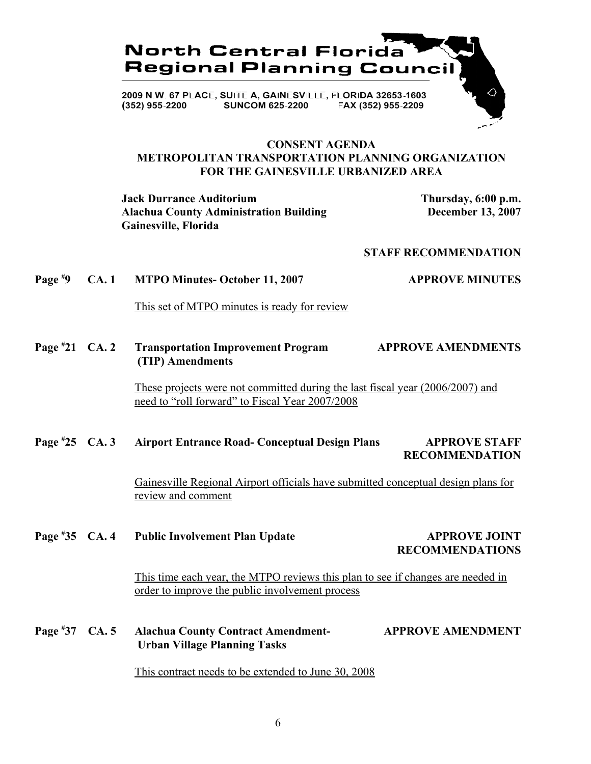# North Central Florida Regional Planning Council

2009 N.W. 67 PLACE, SUITE A, GAINESVILLE, FLORIDA 32653-1603
(352) 955-2200 SUNCOM 625-2200 FAX (352) 955-2209

## CONSENT AGENDA
## METROPOLITAN TRANSPORTATION PLANNING ORGANIZATION FOR THE GAINESVILLE URBANIZED AREA

**Jack Durrance Auditorium**
**Alachua County Administration Building**
**Gainesville, Florida**

**Thursday, 6:00 p.m.**
**December 13, 2007**

**STAFF RECOMMENDATION**

**Page #9 CA. 1 MTPO Minutes- October 11, 2007** — **APPROVE MINUTES**

This set of MTPO minutes is ready for review

**Page #21 CA. 2 Transportation Improvement Program (TIP) Amendments** — **APPROVE AMENDMENTS**

These projects were not committed during the last fiscal year (2006/2007) and need to "roll forward" to Fiscal Year 2007/2008

**Page #25 CA. 3 Airport Entrance Road- Conceptual Design Plans** — **APPROVE STAFF RECOMMENDATION**

Gainesville Regional Airport officials have submitted conceptual design plans for review and comment

**Page #35 CA. 4 Public Involvement Plan Update** — **APPROVE JOINT RECOMMENDATIONS**

This time each year, the MTPO reviews this plan to see if changes are needed in order to improve the public involvement process

**Page #37 CA. 5 Alachua County Contract Amendment- Urban Village Planning Tasks** — **APPROVE AMENDMENT**

This contract needs to be extended to June 30, 2008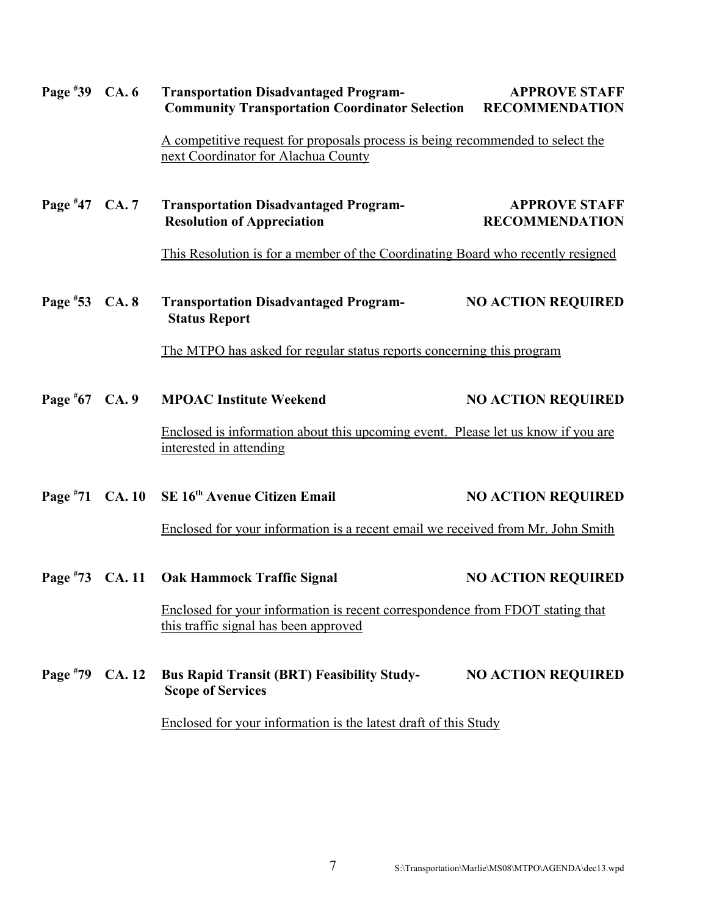**Page #39 CA. 6 Transportation Disadvantaged Program- Community Transportation Coordinator Selection** — **APPROVE STAFF RECOMMENDATION**

A competitive request for proposals process is being recommended to select the next Coordinator for Alachua County

**Page #47 CA. 7 Transportation Disadvantaged Program- Resolution of Appreciation** — **APPROVE STAFF RECOMMENDATION**

This Resolution is for a member of the Coordinating Board who recently resigned

**Page #53 CA. 8 Transportation Disadvantaged Program- Status Report** — **NO ACTION REQUIRED**

The MTPO has asked for regular status reports concerning this program

**Page #67 CA. 9 MPOAC Institute Weekend** — **NO ACTION REQUIRED**

Enclosed is information about this upcoming event. Please let us know if you are interested in attending

**Page #71 CA. 10 SE 16th Avenue Citizen Email** — **NO ACTION REQUIRED**

Enclosed for your information is a recent email we received from Mr. John Smith

**Page #73 CA. 11 Oak Hammock Traffic Signal** — **NO ACTION REQUIRED**

Enclosed for your information is recent correspondence from FDOT stating that this traffic signal has been approved

**Page #79 CA. 12 Bus Rapid Transit (BRT) Feasibility Study- Scope of Services** — **NO ACTION REQUIRED**

Enclosed for your information is the latest draft of this Study